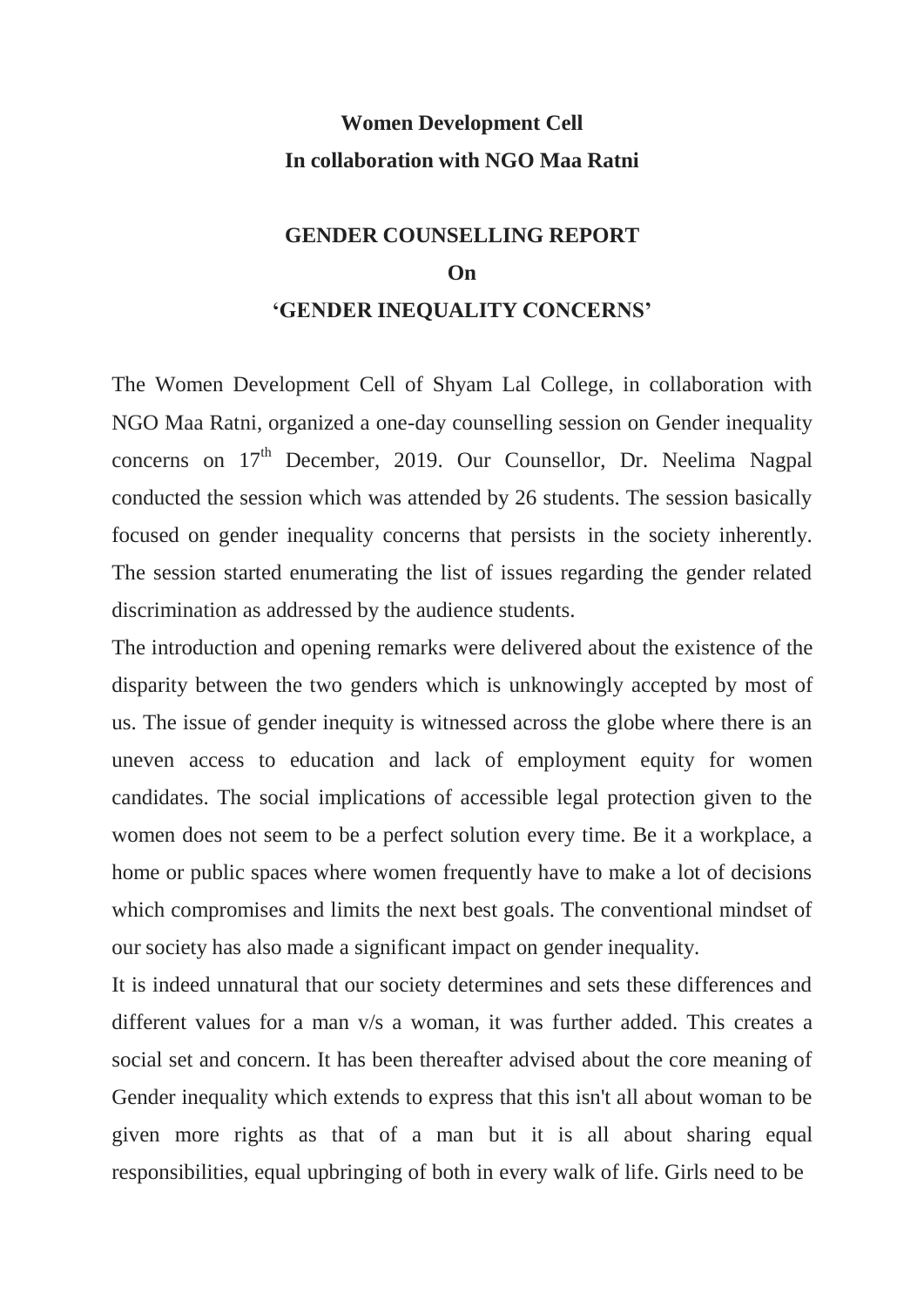**Women Development Cell**

**In collaboration with NGO Maa Ratni**

# GENDER COUNSELLING REPORT

## On

## 'GENDER INEQUALITY CONCERNS'

The Women Development Cell of Shyam Lal College, in collaboration with NGO Maa Ratni, organized a one-day counselling session on Gender inequality concerns on 17th December, 2019. Our Counsellor, Dr. Neelima Nagpal conducted the session which was attended by 26 students. The session basically focused on gender inequality concerns that persists in the society inherently. The session started enumerating the list of issues regarding the gender related discrimination as addressed by the audience students.

The introduction and opening remarks were delivered about the existence of the disparity between the two genders which is unknowingly accepted by most of us. The issue of gender inequity is witnessed across the globe where there is an uneven access to education and lack of employment equity for women candidates. The social implications of accessible legal protection given to the women does not seem to be a perfect solution every time. Be it a workplace, a home or public spaces where women frequently have to make a lot of decisions which compromises and limits the next best goals. The conventional mindset of our society has also made a significant impact on gender inequality.

It is indeed unnatural that our society determines and sets these differences and different values for a man v/s a woman, it was further added. This creates a social set and concern. It has been thereafter advised about the core meaning of Gender inequality which extends to express that this isn't all about woman to be given more rights as that of a man but it is all about sharing equal responsibilities, equal upbringing of both in every walk of life. Girls need to be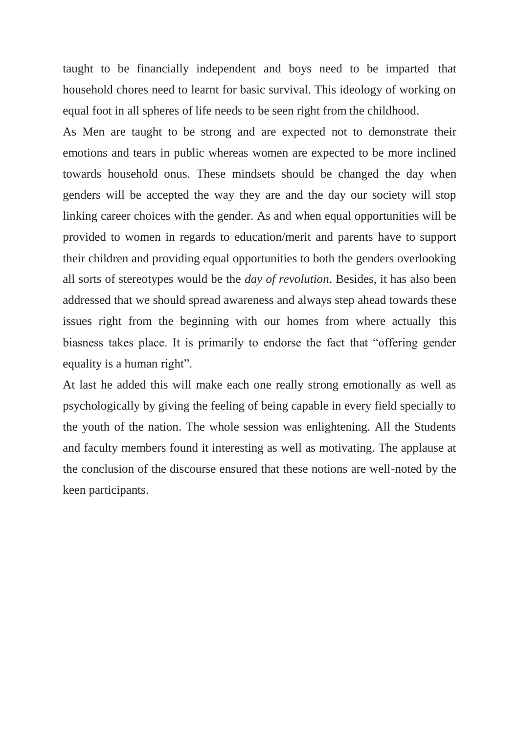taught to be financially independent and boys need to be imparted that household chores need to learnt for basic survival. This ideology of working on equal foot in all spheres of life needs to be seen right from the childhood.

As Men are taught to be strong and are expected not to demonstrate their emotions and tears in public whereas women are expected to be more inclined towards household onus. These mindsets should be changed the day when genders will be accepted the way they are and the day our society will stop linking career choices with the gender. As and when equal opportunities will be provided to women in regards to education/merit and parents have to support their children and providing equal opportunities to both the genders overlooking all sorts of stereotypes would be the *day of revolution*. Besides, it has also been addressed that we should spread awareness and always step ahead towards these issues right from the beginning with our homes from where actually this biasness takes place. It is primarily to endorse the fact that "offering gender equality is a human right".

At last he added this will make each one really strong emotionally as well as psychologically by giving the feeling of being capable in every field specially to the youth of the nation. The whole session was enlightening. All the Students and faculty members found it interesting as well as motivating. The applause at the conclusion of the discourse ensured that these notions are well-noted by the keen participants.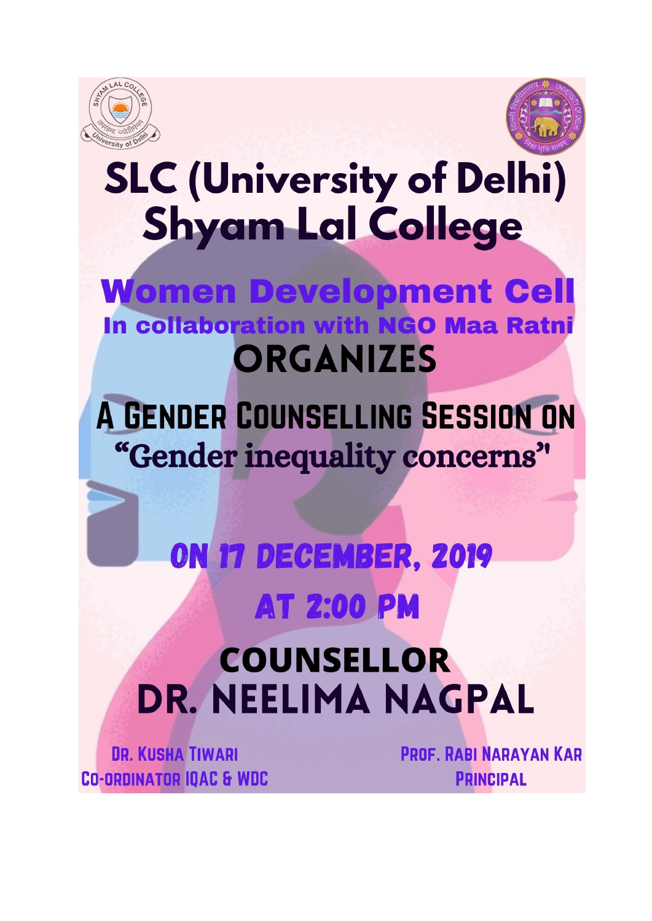# SLC (University of Delhi)
# Shyam Lal College

## Women Development Cell

**In collaboration with NGO Maa Ratni**

## ORGANIZES

## A Gender Counselling Session on
## "Gender inequality concerns"

## ON 17 DECEMBER, 2019

## AT 2:00 PM

## COUNSELLOR
## DR. NEELIMA NAGPAL

Dr. Kusha Tiwari
Co-ordinator IQAC & WDC

Prof. Rabi Narayan Kar
Principal